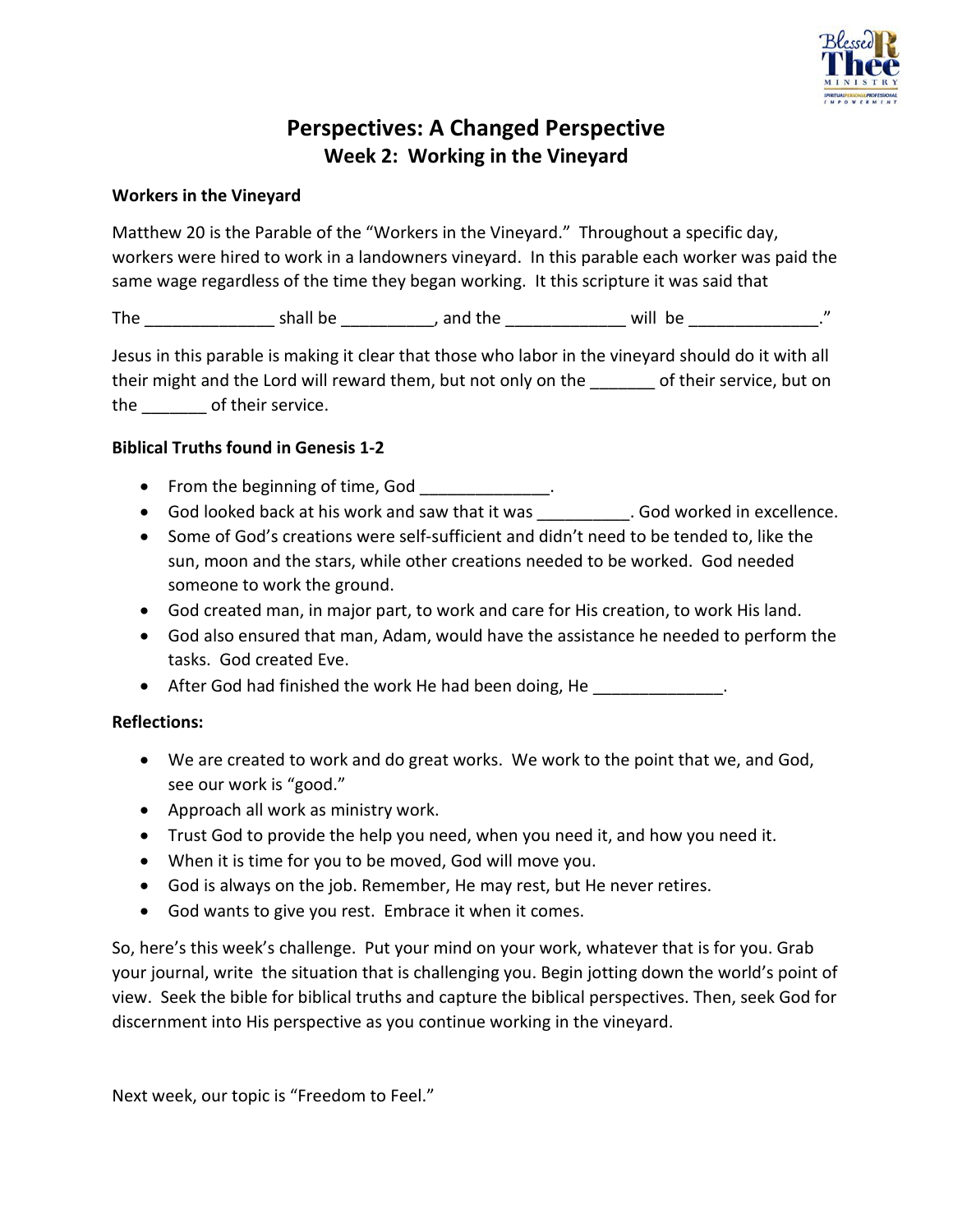# Perspectives: A Changed Perspective

## Week 2: Working in the Vineyard

**Workers in the Vineyard**

Matthew 20 is the Parable of the "Workers in the Vineyard." Throughout a specific day, workers were hired to work in a landowners vineyard. In this parable each worker was paid the same wage regardless of the time they began working. It this scripture it was said that

The ______________ shall be __________, and the _____________ will be ______________."

Jesus in this parable is making it clear that those who labor in the vineyard should do it with all their might and the Lord will reward them, but not only on the _______ of their service, but on the _______ of their service.

**Biblical Truths found in Genesis 1-2**

- From the beginning of time, God ______________.
- God looked back at his work and saw that it was __________. God worked in excellence.
- Some of God's creations were self-sufficient and didn't need to be tended to, like the sun, moon and the stars, while other creations needed to be worked. God needed someone to work the ground.
- God created man, in major part, to work and care for His creation, to work His land.
- God also ensured that man, Adam, would have the assistance he needed to perform the tasks. God created Eve.
- After God had finished the work He had been doing, He ______________.

**Reflections:**

- We are created to work and do great works. We work to the point that we, and God, see our work is "good."
- Approach all work as ministry work.
- Trust God to provide the help you need, when you need it, and how you need it.
- When it is time for you to be moved, God will move you.
- God is always on the job. Remember, He may rest, but He never retires.
- God wants to give you rest. Embrace it when it comes.

So, here's this week's challenge. Put your mind on your work, whatever that is for you. Grab your journal, write the situation that is challenging you. Begin jotting down the world's point of view. Seek the bible for biblical truths and capture the biblical perspectives. Then, seek God for discernment into His perspective as you continue working in the vineyard.

Next week, our topic is "Freedom to Feel."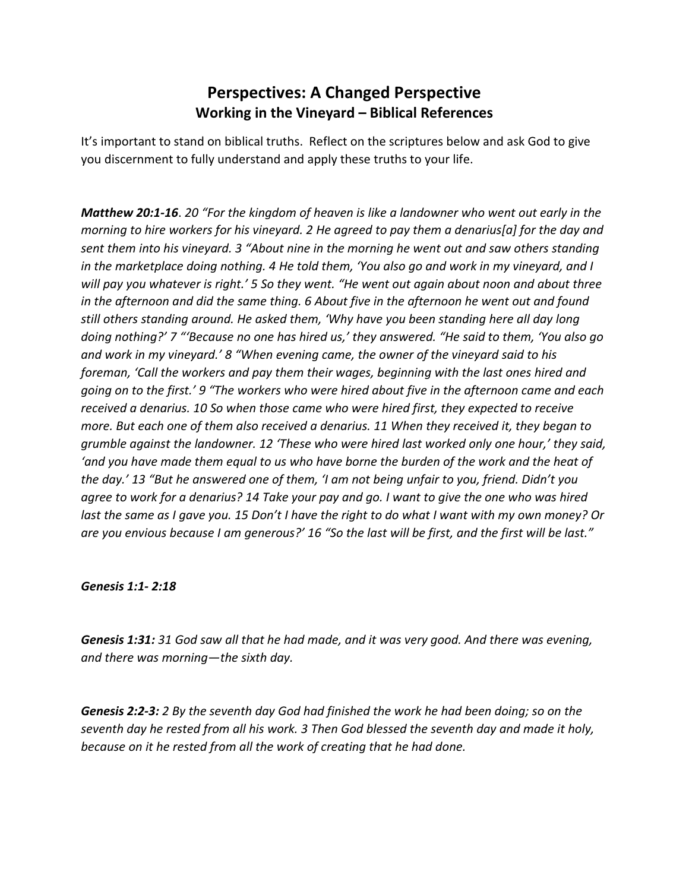# Perspectives: A Changed Perspective
## Working in the Vineyard – Biblical References

It's important to stand on biblical truths. Reflect on the scriptures below and ask God to give you discernment to fully understand and apply these truths to your life.

***Matthew 20:1-16***. *20 "For the kingdom of heaven is like a landowner who went out early in the morning to hire workers for his vineyard. 2 He agreed to pay them a denarius[a] for the day and sent them into his vineyard. 3 "About nine in the morning he went out and saw others standing in the marketplace doing nothing. 4 He told them, 'You also go and work in my vineyard, and I will pay you whatever is right.' 5 So they went. "He went out again about noon and about three in the afternoon and did the same thing. 6 About five in the afternoon he went out and found still others standing around. He asked them, 'Why have you been standing here all day long doing nothing?' 7 "'Because no one has hired us,' they answered. "He said to them, 'You also go and work in my vineyard.' 8 "When evening came, the owner of the vineyard said to his foreman, 'Call the workers and pay them their wages, beginning with the last ones hired and going on to the first.' 9 "The workers who were hired about five in the afternoon came and each received a denarius. 10 So when those came who were hired first, they expected to receive more. But each one of them also received a denarius. 11 When they received it, they began to grumble against the landowner. 12 'These who were hired last worked only one hour,' they said, 'and you have made them equal to us who have borne the burden of the work and the heat of the day.' 13 "But he answered one of them, 'I am not being unfair to you, friend. Didn't you agree to work for a denarius? 14 Take your pay and go. I want to give the one who was hired last the same as I gave you. 15 Don't I have the right to do what I want with my own money? Or are you envious because I am generous?' 16 "So the last will be first, and the first will be last."*

***Genesis 1:1- 2:18***

***Genesis 1:31:*** *31 God saw all that he had made, and it was very good. And there was evening, and there was morning—the sixth day.*

***Genesis 2:2-3:*** *2 By the seventh day God had finished the work he had been doing; so on the seventh day he rested from all his work. 3 Then God blessed the seventh day and made it holy, because on it he rested from all the work of creating that he had done.*